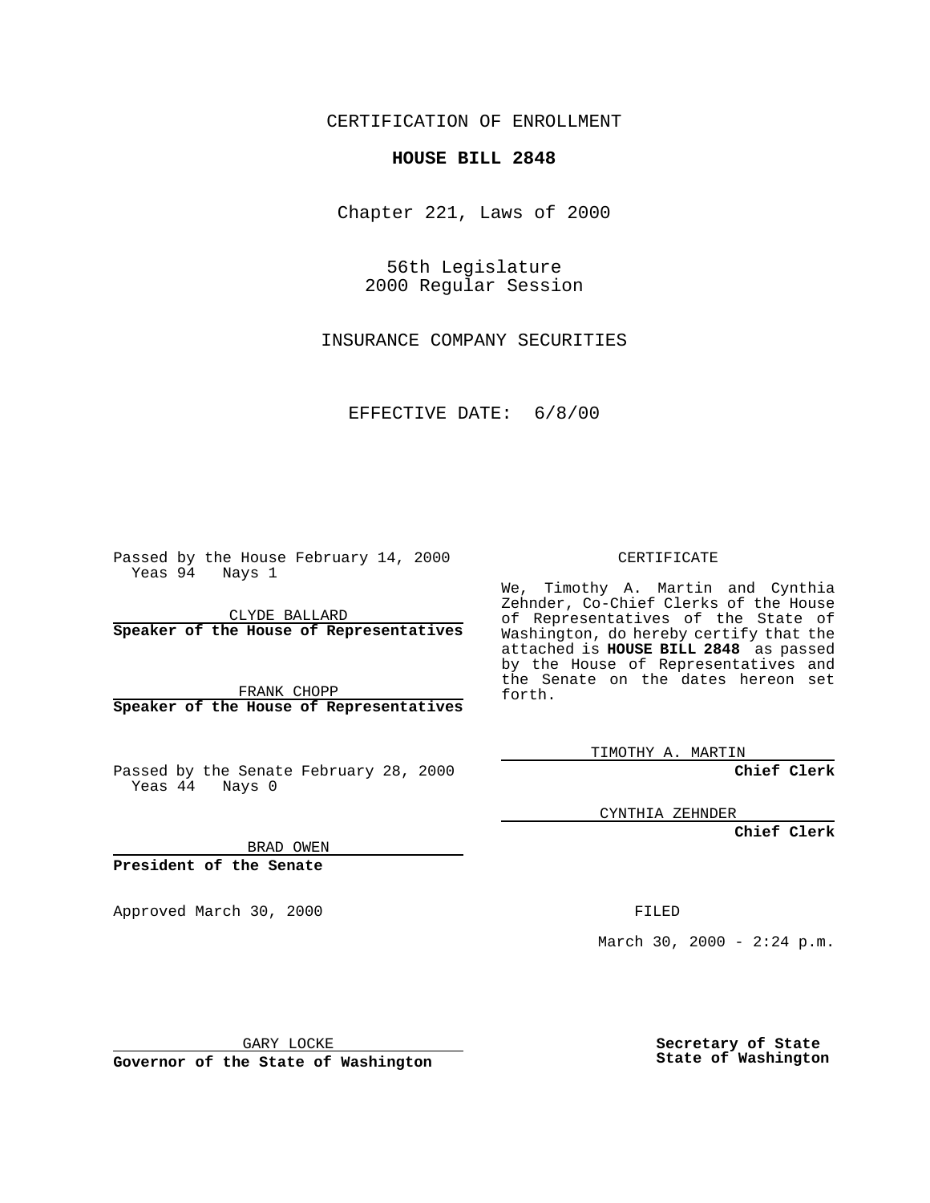CERTIFICATION OF ENROLLMENT

# HOUSE BILL 2848

Chapter 221, Laws of 2000

56th Legislature
2000 Regular Session

INSURANCE COMPANY SECURITIES

EFFECTIVE DATE: 6/8/00

Passed by the House February 14, 2000
Yeas 94 Nays 1

CLYDE BALLARD
**Speaker of the House of Representatives**

FRANK CHOPP
**Speaker of the House of Representatives**

Passed by the Senate February 28, 2000
Yeas 44 Nays 0

BRAD OWEN
**President of the Senate**

Approved March 30, 2000

GARY LOCKE
**Governor of the State of Washington**

CERTIFICATE

We, Timothy A. Martin and Cynthia Zehnder, Co-Chief Clerks of the House of Representatives of the State of Washington, do hereby certify that the attached is **HOUSE BILL 2848** as passed by the House of Representatives and the Senate on the dates hereon set forth.

TIMOTHY A. MARTIN
**Chief Clerk**

CYNTHIA ZEHNDER
**Chief Clerk**

FILED

March 30, 2000 - 2:24 p.m.

**Secretary of State
State of Washington**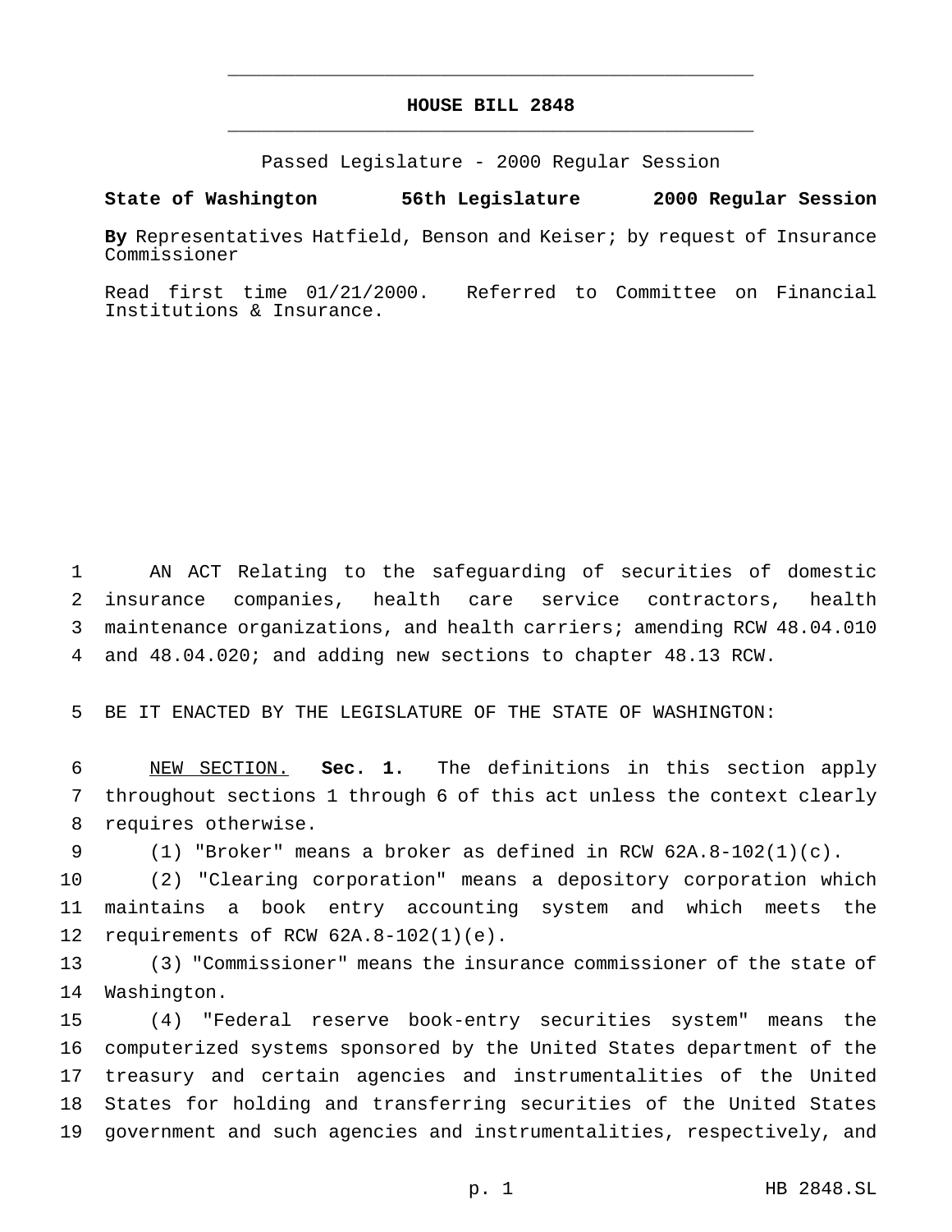# HOUSE BILL 2848

Passed Legislature - 2000 Regular Session

**State of Washington 56th Legislature 2000 Regular Session**

**By** Representatives Hatfield, Benson and Keiser; by request of Insurance Commissioner

Read first time 01/21/2000. Referred to Committee on Financial Institutions & Insurance.

AN ACT Relating to the safeguarding of securities of domestic insurance companies, health care service contractors, health maintenance organizations, and health carriers; amending RCW 48.04.010 and 48.04.020; and adding new sections to chapter 48.13 RCW.

BE IT ENACTED BY THE LEGISLATURE OF THE STATE OF WASHINGTON:

NEW SECTION. **Sec. 1.** The definitions in this section apply throughout sections 1 through 6 of this act unless the context clearly requires otherwise.

(1) "Broker" means a broker as defined in RCW 62A.8-102(1)(c).

(2) "Clearing corporation" means a depository corporation which maintains a book entry accounting system and which meets the requirements of RCW 62A.8-102(1)(e).

(3) "Commissioner" means the insurance commissioner of the state of Washington.

(4) "Federal reserve book-entry securities system" means the computerized systems sponsored by the United States department of the treasury and certain agencies and instrumentalities of the United States for holding and transferring securities of the United States government and such agencies and instrumentalities, respectively, and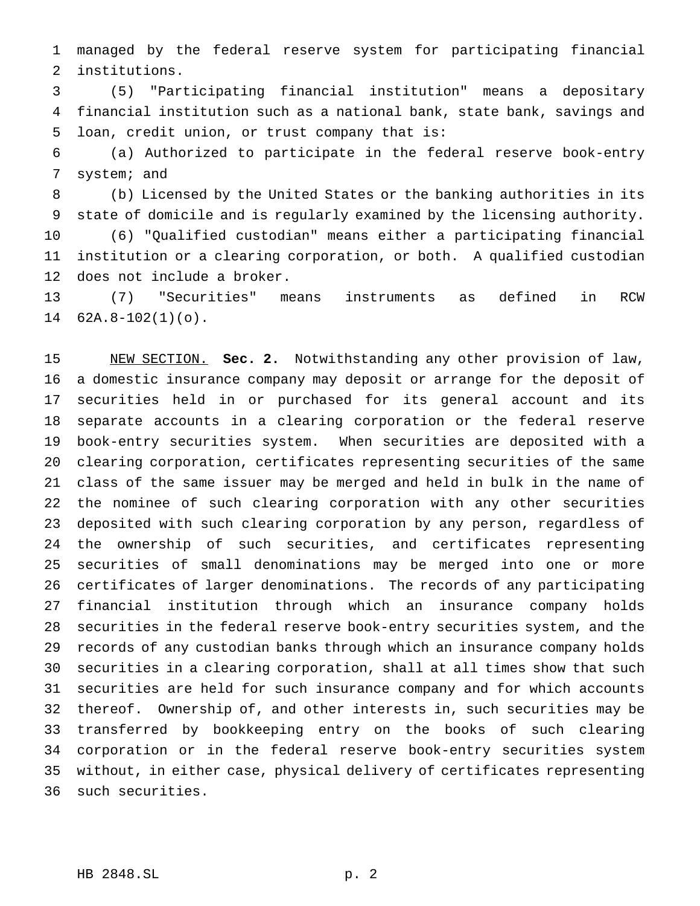managed by the federal reserve system for participating financial institutions.

(5) "Participating financial institution" means a depositary financial institution such as a national bank, state bank, savings and loan, credit union, or trust company that is:

(a) Authorized to participate in the federal reserve book-entry system; and

(b) Licensed by the United States or the banking authorities in its state of domicile and is regularly examined by the licensing authority.

(6) "Qualified custodian" means either a participating financial institution or a clearing corporation, or both. A qualified custodian does not include a broker.

(7) "Securities" means instruments as defined in RCW 62A.8-102(1)(o).

NEW SECTION. **Sec. 2.** Notwithstanding any other provision of law, a domestic insurance company may deposit or arrange for the deposit of securities held in or purchased for its general account and its separate accounts in a clearing corporation or the federal reserve book-entry securities system. When securities are deposited with a clearing corporation, certificates representing securities of the same class of the same issuer may be merged and held in bulk in the name of the nominee of such clearing corporation with any other securities deposited with such clearing corporation by any person, regardless of the ownership of such securities, and certificates representing securities of small denominations may be merged into one or more certificates of larger denominations. The records of any participating financial institution through which an insurance company holds securities in the federal reserve book-entry securities system, and the records of any custodian banks through which an insurance company holds securities in a clearing corporation, shall at all times show that such securities are held for such insurance company and for which accounts thereof. Ownership of, and other interests in, such securities may be transferred by bookkeeping entry on the books of such clearing corporation or in the federal reserve book-entry securities system without, in either case, physical delivery of certificates representing such securities.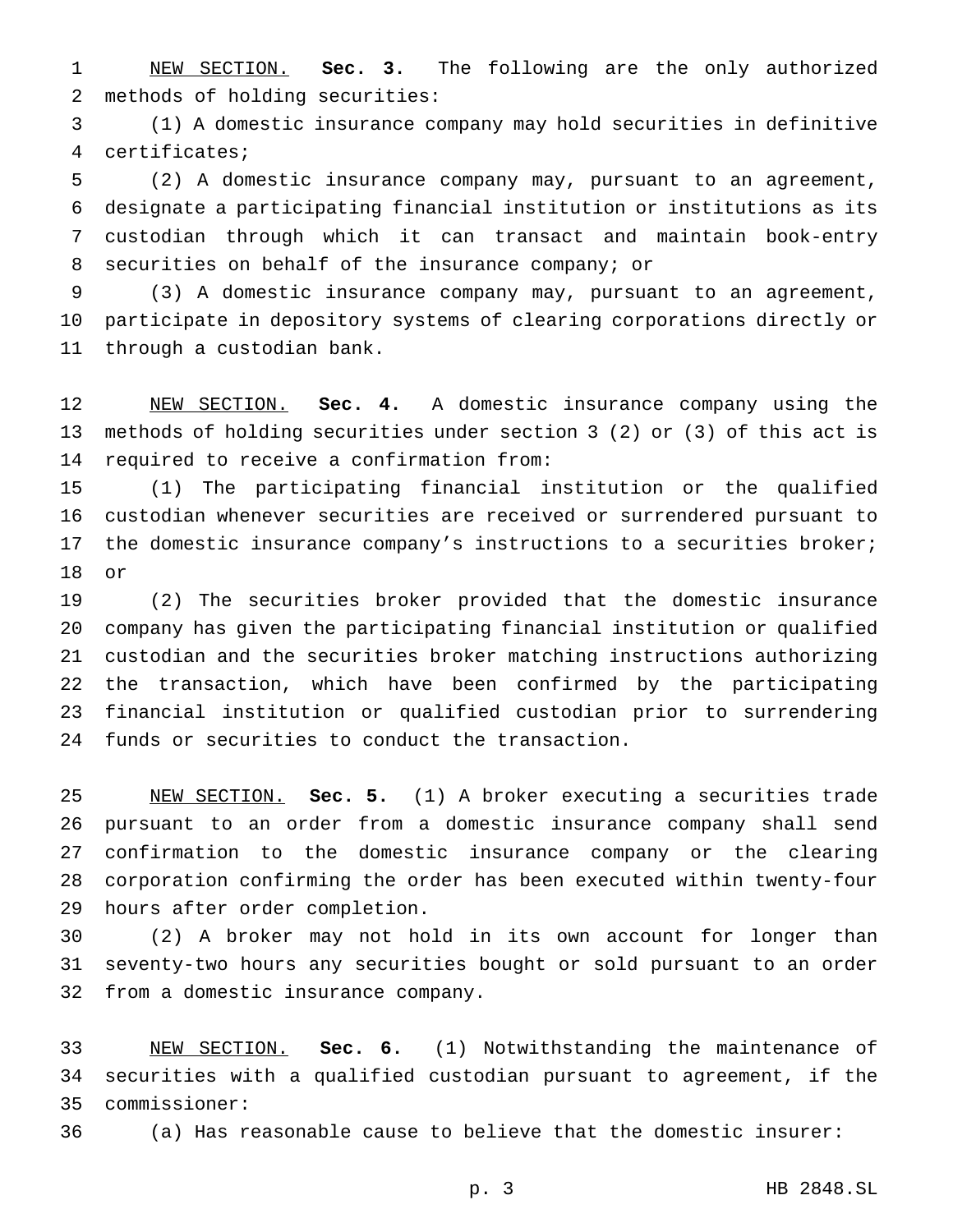NEW SECTION. **Sec. 3.** The following are the only authorized methods of holding securities:

(1) A domestic insurance company may hold securities in definitive certificates;

(2) A domestic insurance company may, pursuant to an agreement, designate a participating financial institution or institutions as its custodian through which it can transact and maintain book-entry securities on behalf of the insurance company; or

(3) A domestic insurance company may, pursuant to an agreement, participate in depository systems of clearing corporations directly or through a custodian bank.

NEW SECTION. **Sec. 4.** A domestic insurance company using the methods of holding securities under section 3 (2) or (3) of this act is required to receive a confirmation from:

(1) The participating financial institution or the qualified custodian whenever securities are received or surrendered pursuant to the domestic insurance company's instructions to a securities broker; or

(2) The securities broker provided that the domestic insurance company has given the participating financial institution or qualified custodian and the securities broker matching instructions authorizing the transaction, which have been confirmed by the participating financial institution or qualified custodian prior to surrendering funds or securities to conduct the transaction.

NEW SECTION. **Sec. 5.** (1) A broker executing a securities trade pursuant to an order from a domestic insurance company shall send confirmation to the domestic insurance company or the clearing corporation confirming the order has been executed within twenty-four hours after order completion.

(2) A broker may not hold in its own account for longer than seventy-two hours any securities bought or sold pursuant to an order from a domestic insurance company.

NEW SECTION. **Sec. 6.** (1) Notwithstanding the maintenance of securities with a qualified custodian pursuant to agreement, if the commissioner:

(a) Has reasonable cause to believe that the domestic insurer: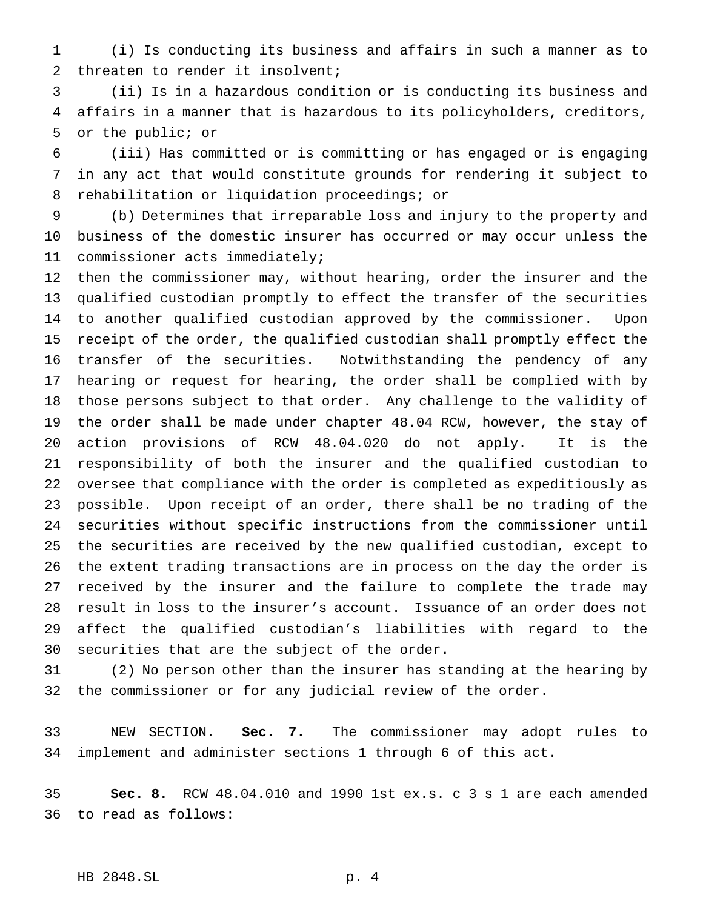(i) Is conducting its business and affairs in such a manner as to threaten to render it insolvent;

(ii) Is in a hazardous condition or is conducting its business and affairs in a manner that is hazardous to its policyholders, creditors, or the public; or

(iii) Has committed or is committing or has engaged or is engaging in any act that would constitute grounds for rendering it subject to rehabilitation or liquidation proceedings; or

(b) Determines that irreparable loss and injury to the property and business of the domestic insurer has occurred or may occur unless the commissioner acts immediately;

then the commissioner may, without hearing, order the insurer and the qualified custodian promptly to effect the transfer of the securities to another qualified custodian approved by the commissioner. Upon receipt of the order, the qualified custodian shall promptly effect the transfer of the securities. Notwithstanding the pendency of any hearing or request for hearing, the order shall be complied with by those persons subject to that order. Any challenge to the validity of the order shall be made under chapter 48.04 RCW, however, the stay of action provisions of RCW 48.04.020 do not apply. It is the responsibility of both the insurer and the qualified custodian to oversee that compliance with the order is completed as expeditiously as possible. Upon receipt of an order, there shall be no trading of the securities without specific instructions from the commissioner until the securities are received by the new qualified custodian, except to the extent trading transactions are in process on the day the order is received by the insurer and the failure to complete the trade may result in loss to the insurer's account. Issuance of an order does not affect the qualified custodian's liabilities with regard to the securities that are the subject of the order.

(2) No person other than the insurer has standing at the hearing by the commissioner or for any judicial review of the order.

NEW SECTION. **Sec. 7.** The commissioner may adopt rules to implement and administer sections 1 through 6 of this act.

**Sec. 8.** RCW 48.04.010 and 1990 1st ex.s. c 3 s 1 are each amended to read as follows: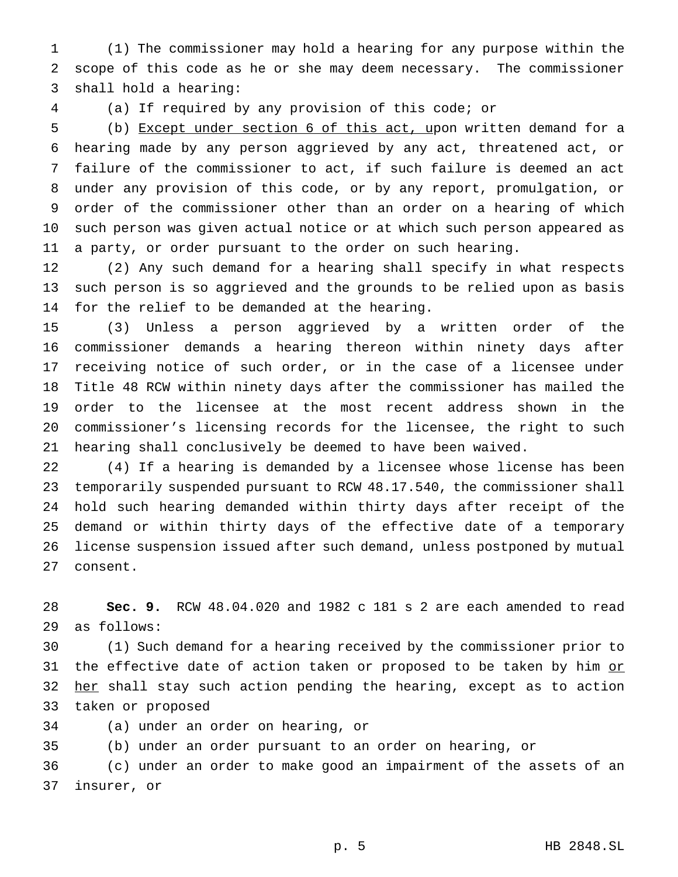(1) The commissioner may hold a hearing for any purpose within the scope of this code as he or she may deem necessary. The commissioner shall hold a hearing:

(a) If required by any provision of this code; or

(b) Except under section 6 of this act, upon written demand for a hearing made by any person aggrieved by any act, threatened act, or failure of the commissioner to act, if such failure is deemed an act under any provision of this code, or by any report, promulgation, or order of the commissioner other than an order on a hearing of which such person was given actual notice or at which such person appeared as a party, or order pursuant to the order on such hearing.

(2) Any such demand for a hearing shall specify in what respects such person is so aggrieved and the grounds to be relied upon as basis for the relief to be demanded at the hearing.

(3) Unless a person aggrieved by a written order of the commissioner demands a hearing thereon within ninety days after receiving notice of such order, or in the case of a licensee under Title 48 RCW within ninety days after the commissioner has mailed the order to the licensee at the most recent address shown in the commissioner's licensing records for the licensee, the right to such hearing shall conclusively be deemed to have been waived.

(4) If a hearing is demanded by a licensee whose license has been temporarily suspended pursuant to RCW 48.17.540, the commissioner shall hold such hearing demanded within thirty days after receipt of the demand or within thirty days of the effective date of a temporary license suspension issued after such demand, unless postponed by mutual consent.

**Sec. 9.** RCW 48.04.020 and 1982 c 181 s 2 are each amended to read as follows:

(1) Such demand for a hearing received by the commissioner prior to the effective date of action taken or proposed to be taken by him or her shall stay such action pending the hearing, except as to action taken or proposed

(a) under an order on hearing, or

(b) under an order pursuant to an order on hearing, or

(c) under an order to make good an impairment of the assets of an insurer, or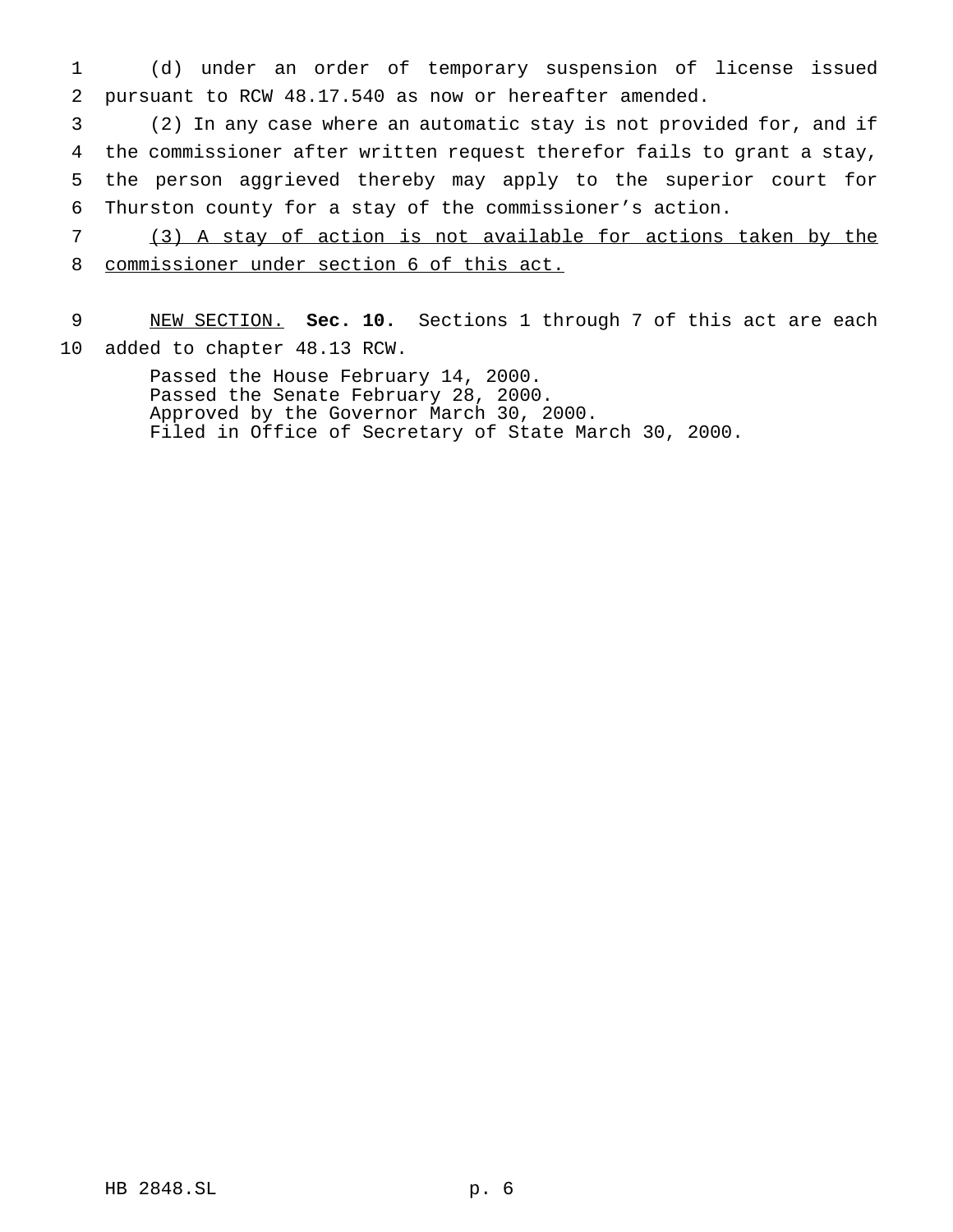(d) under an order of temporary suspension of license issued pursuant to RCW 48.17.540 as now or hereafter amended.

(2) In any case where an automatic stay is not provided for, and if the commissioner after written request therefor fails to grant a stay, the person aggrieved thereby may apply to the superior court for Thurston county for a stay of the commissioner's action.

<u>(3) A stay of action is not available for actions taken by the commissioner under section 6 of this act.</u>

<u>NEW SECTION.</u> **Sec. 10.** Sections 1 through 7 of this act are each added to chapter 48.13 RCW.

Passed the House February 14, 2000.
Passed the Senate February 28, 2000.
Approved by the Governor March 30, 2000.
Filed in Office of Secretary of State March 30, 2000.